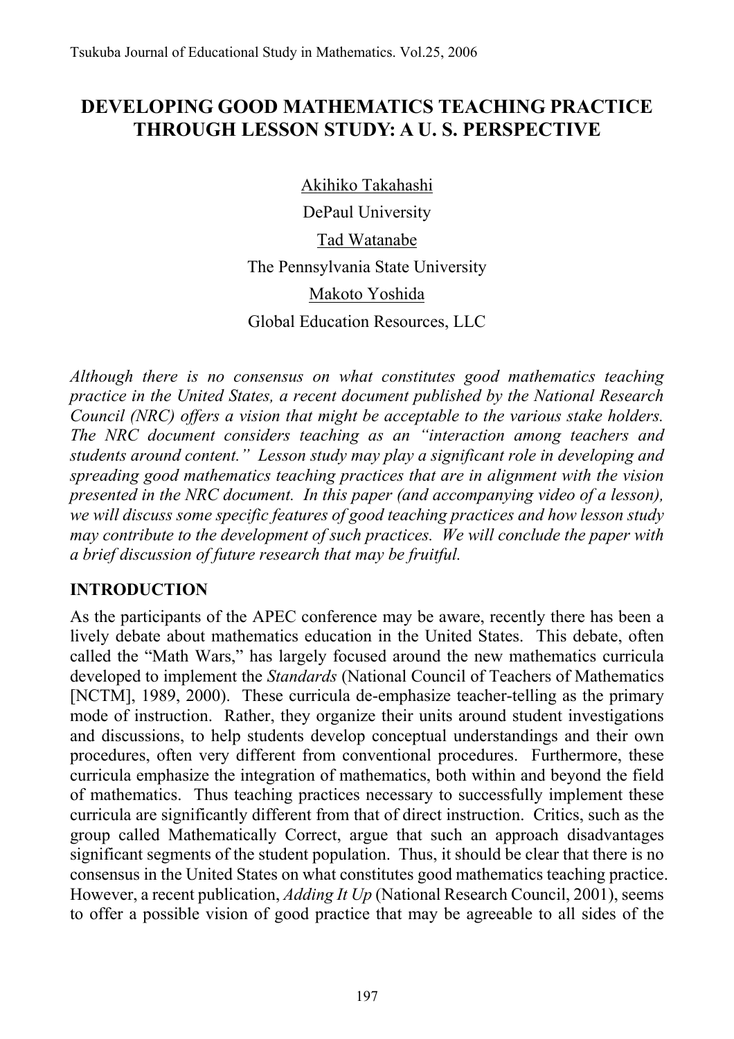# DEVELOPING GOOD MATHEMATICS TEACHING PRACTICE THROUGH LESSON STUDY: A U. S. PERSPECTIVE

Akihiko Takahashi

DePaul University

Tad Watanabe

The Pennsylvania State University

Makoto Yoshida

Global Education Resources, LLC

*Although there is no consensus on what constitutes good mathematics teaching practice in the United States, a recent document published by the National Research Council (NRC) offers a vision that might be acceptable to the various stake holders. The NRC document considers teaching as an "interaction among teachers and students around content." Lesson study may play a significant role in developing and spreading good mathematics teaching practices that are in alignment with the vision presented in the NRC document. In this paper (and accompanying video of a lesson), we will discuss some specific features of good teaching practices and how lesson study may contribute to the development of such practices. We will conclude the paper with a brief discussion of future research that may be fruitful.*

## INTRODUCTION

As the participants of the APEC conference may be aware, recently there has been a lively debate about mathematics education in the United States. This debate, often called the "Math Wars," has largely focused around the new mathematics curricula developed to implement the *Standards* (National Council of Teachers of Mathematics [NCTM], 1989, 2000). These curricula de-emphasize teacher-telling as the primary mode of instruction. Rather, they organize their units around student investigations and discussions, to help students develop conceptual understandings and their own procedures, often very different from conventional procedures. Furthermore, these curricula emphasize the integration of mathematics, both within and beyond the field of mathematics. Thus teaching practices necessary to successfully implement these curricula are significantly different from that of direct instruction. Critics, such as the group called Mathematically Correct, argue that such an approach disadvantages significant segments of the student population. Thus, it should be clear that there is no consensus in the United States on what constitutes good mathematics teaching practice. However, a recent publication, *Adding It Up* (National Research Council, 2001), seems to offer a possible vision of good practice that may be agreeable to all sides of the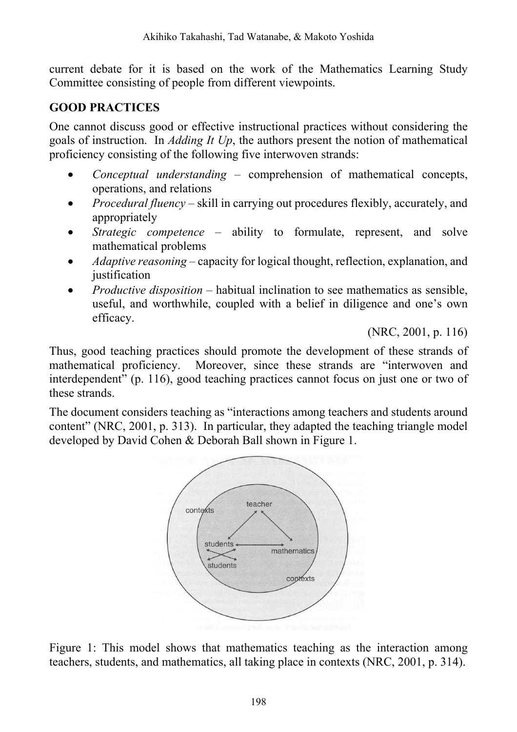current debate for it is based on the work of the Mathematics Learning Study Committee consisting of people from different viewpoints.

## GOOD PRACTICES

One cannot discuss good or effective instructional practices without considering the goals of instruction. In *Adding It Up*, the authors present the notion of mathematical proficiency consisting of the following five interwoven strands:

- *Conceptual understanding* – comprehension of mathematical concepts, operations, and relations
- *Procedural fluency* – skill in carrying out procedures flexibly, accurately, and appropriately
- *Strategic competence* – ability to formulate, represent, and solve mathematical problems
- *Adaptive reasoning* – capacity for logical thought, reflection, explanation, and justification
- *Productive disposition* – habitual inclination to see mathematics as sensible, useful, and worthwhile, coupled with a belief in diligence and one's own efficacy.

(NRC, 2001, p. 116)

Thus, good teaching practices should promote the development of these strands of mathematical proficiency. Moreover, since these strands are "interwoven and interdependent" (p. 116), good teaching practices cannot focus on just one or two of these strands.

The document considers teaching as "interactions among teachers and students around content" (NRC, 2001, p. 313). In particular, they adapted the teaching triangle model developed by David Cohen & Deborah Ball shown in Figure 1.

Figure 1: This model shows that mathematics teaching as the interaction among teachers, students, and mathematics, all taking place in contexts (NRC, 2001, p. 314).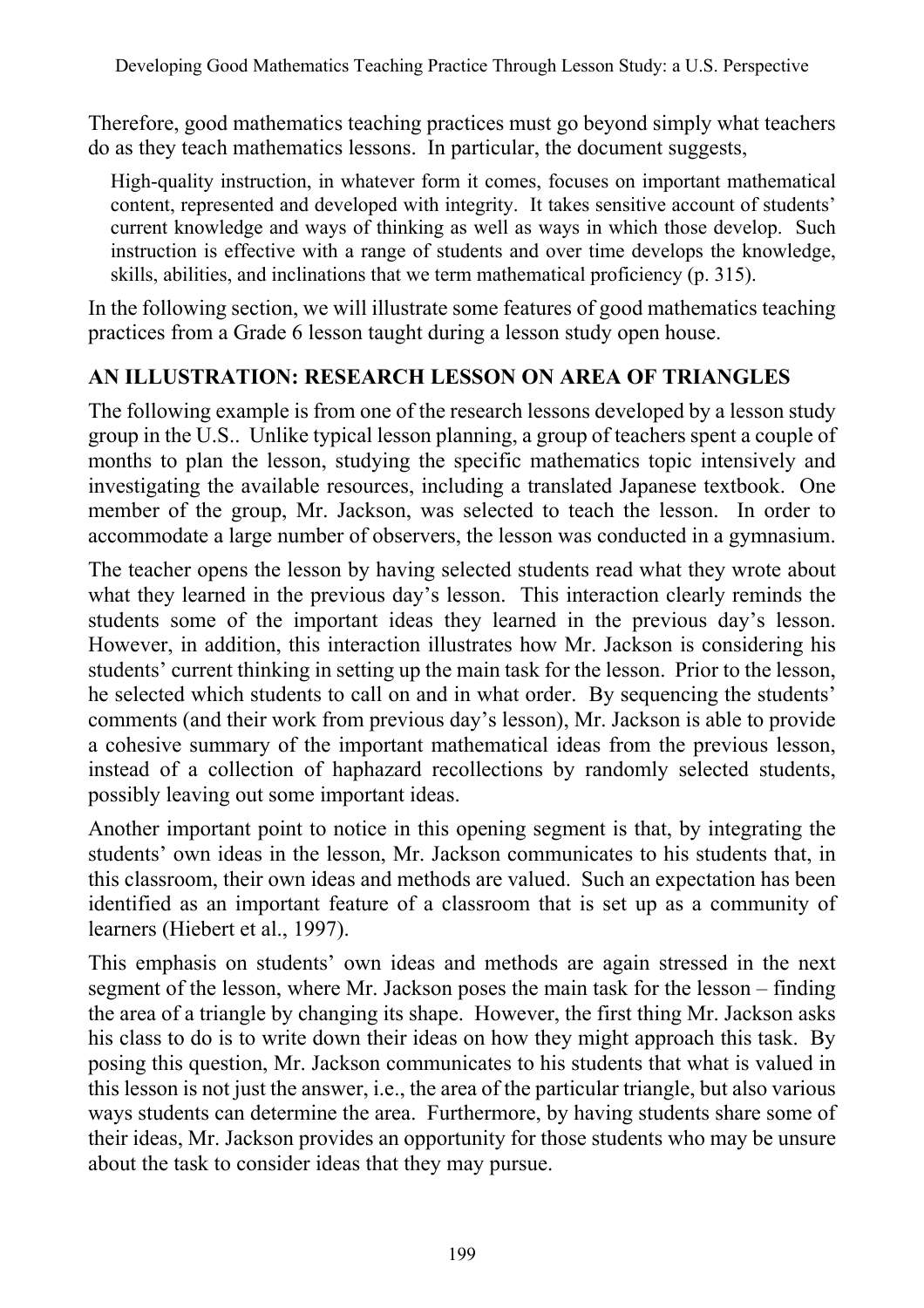Therefore, good mathematics teaching practices must go beyond simply what teachers do as they teach mathematics lessons. In particular, the document suggests,

> High-quality instruction, in whatever form it comes, focuses on important mathematical content, represented and developed with integrity. It takes sensitive account of students' current knowledge and ways of thinking as well as ways in which those develop. Such instruction is effective with a range of students and over time develops the knowledge, skills, abilities, and inclinations that we term mathematical proficiency (p. 315).

In the following section, we will illustrate some features of good mathematics teaching practices from a Grade 6 lesson taught during a lesson study open house.

## AN ILLUSTRATION: RESEARCH LESSON ON AREA OF TRIANGLES

The following example is from one of the research lessons developed by a lesson study group in the U.S.. Unlike typical lesson planning, a group of teachers spent a couple of months to plan the lesson, studying the specific mathematics topic intensively and investigating the available resources, including a translated Japanese textbook. One member of the group, Mr. Jackson, was selected to teach the lesson. In order to accommodate a large number of observers, the lesson was conducted in a gymnasium.

The teacher opens the lesson by having selected students read what they wrote about what they learned in the previous day's lesson. This interaction clearly reminds the students some of the important ideas they learned in the previous day's lesson. However, in addition, this interaction illustrates how Mr. Jackson is considering his students' current thinking in setting up the main task for the lesson. Prior to the lesson, he selected which students to call on and in what order. By sequencing the students' comments (and their work from previous day's lesson), Mr. Jackson is able to provide a cohesive summary of the important mathematical ideas from the previous lesson, instead of a collection of haphazard recollections by randomly selected students, possibly leaving out some important ideas.

Another important point to notice in this opening segment is that, by integrating the students' own ideas in the lesson, Mr. Jackson communicates to his students that, in this classroom, their own ideas and methods are valued. Such an expectation has been identified as an important feature of a classroom that is set up as a community of learners (Hiebert et al., 1997).

This emphasis on students' own ideas and methods are again stressed in the next segment of the lesson, where Mr. Jackson poses the main task for the lesson – finding the area of a triangle by changing its shape. However, the first thing Mr. Jackson asks his class to do is to write down their ideas on how they might approach this task. By posing this question, Mr. Jackson communicates to his students that what is valued in this lesson is not just the answer, i.e., the area of the particular triangle, but also various ways students can determine the area. Furthermore, by having students share some of their ideas, Mr. Jackson provides an opportunity for those students who may be unsure about the task to consider ideas that they may pursue.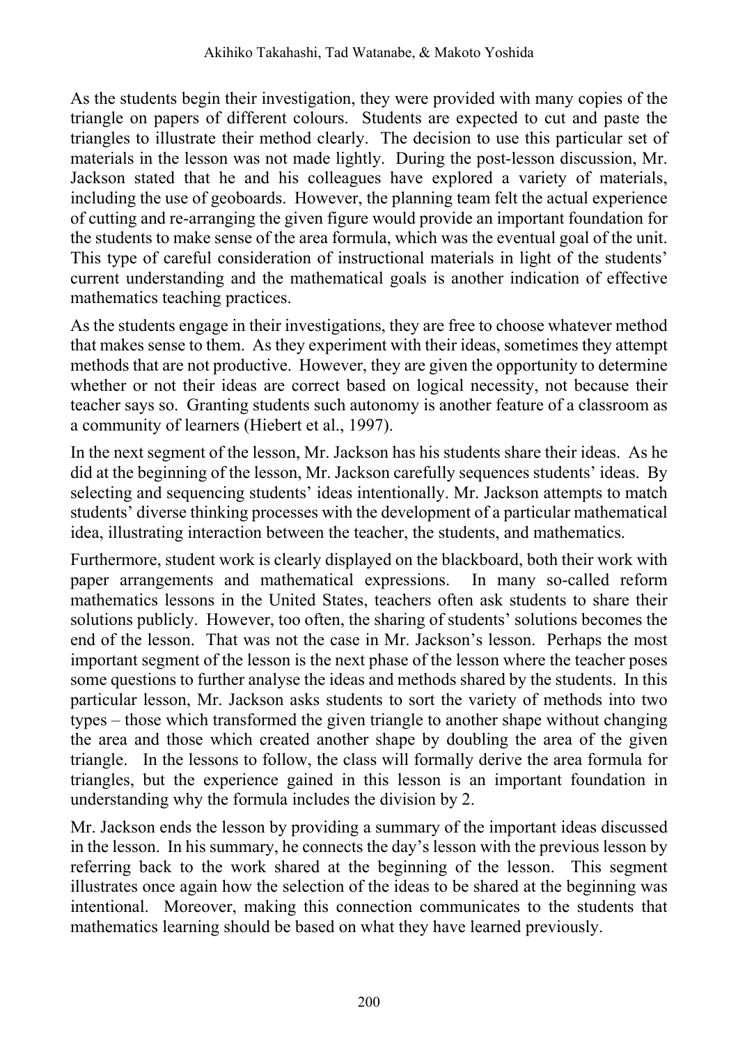As the students begin their investigation, they were provided with many copies of the triangle on papers of different colours. Students are expected to cut and paste the triangles to illustrate their method clearly. The decision to use this particular set of materials in the lesson was not made lightly. During the post-lesson discussion, Mr. Jackson stated that he and his colleagues have explored a variety of materials, including the use of geoboards. However, the planning team felt the actual experience of cutting and re-arranging the given figure would provide an important foundation for the students to make sense of the area formula, which was the eventual goal of the unit. This type of careful consideration of instructional materials in light of the students' current understanding and the mathematical goals is another indication of effective mathematics teaching practices.

As the students engage in their investigations, they are free to choose whatever method that makes sense to them. As they experiment with their ideas, sometimes they attempt methods that are not productive. However, they are given the opportunity to determine whether or not their ideas are correct based on logical necessity, not because their teacher says so. Granting students such autonomy is another feature of a classroom as a community of learners (Hiebert et al., 1997).

In the next segment of the lesson, Mr. Jackson has his students share their ideas. As he did at the beginning of the lesson, Mr. Jackson carefully sequences students' ideas. By selecting and sequencing students' ideas intentionally. Mr. Jackson attempts to match students' diverse thinking processes with the development of a particular mathematical idea, illustrating interaction between the teacher, the students, and mathematics.

Furthermore, student work is clearly displayed on the blackboard, both their work with paper arrangements and mathematical expressions. In many so-called reform mathematics lessons in the United States, teachers often ask students to share their solutions publicly. However, too often, the sharing of students' solutions becomes the end of the lesson. That was not the case in Mr. Jackson's lesson. Perhaps the most important segment of the lesson is the next phase of the lesson where the teacher poses some questions to further analyse the ideas and methods shared by the students. In this particular lesson, Mr. Jackson asks students to sort the variety of methods into two types – those which transformed the given triangle to another shape without changing the area and those which created another shape by doubling the area of the given triangle. In the lessons to follow, the class will formally derive the area formula for triangles, but the experience gained in this lesson is an important foundation in understanding why the formula includes the division by 2.

Mr. Jackson ends the lesson by providing a summary of the important ideas discussed in the lesson. In his summary, he connects the day's lesson with the previous lesson by referring back to the work shared at the beginning of the lesson. This segment illustrates once again how the selection of the ideas to be shared at the beginning was intentional. Moreover, making this connection communicates to the students that mathematics learning should be based on what they have learned previously.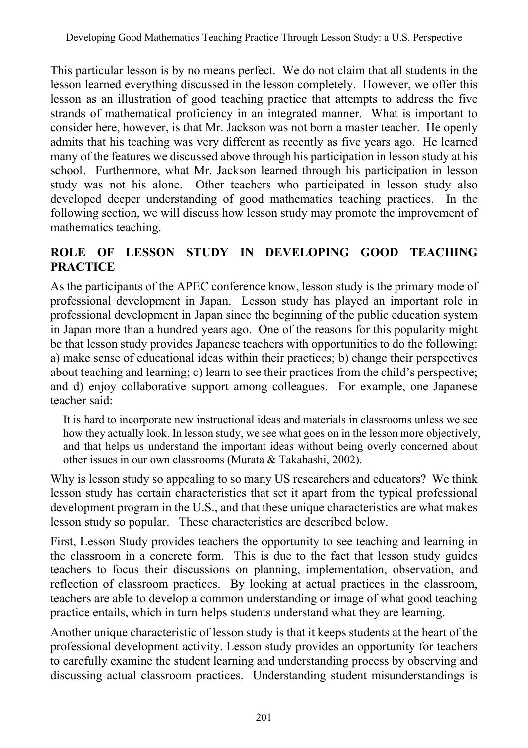This particular lesson is by no means perfect. We do not claim that all students in the lesson learned everything discussed in the lesson completely. However, we offer this lesson as an illustration of good teaching practice that attempts to address the five strands of mathematical proficiency in an integrated manner. What is important to consider here, however, is that Mr. Jackson was not born a master teacher. He openly admits that his teaching was very different as recently as five years ago. He learned many of the features we discussed above through his participation in lesson study at his school. Furthermore, what Mr. Jackson learned through his participation in lesson study was not his alone. Other teachers who participated in lesson study also developed deeper understanding of good mathematics teaching practices. In the following section, we will discuss how lesson study may promote the improvement of mathematics teaching.

## ROLE OF LESSON STUDY IN DEVELOPING GOOD TEACHING PRACTICE

As the participants of the APEC conference know, lesson study is the primary mode of professional development in Japan. Lesson study has played an important role in professional development in Japan since the beginning of the public education system in Japan more than a hundred years ago. One of the reasons for this popularity might be that lesson study provides Japanese teachers with opportunities to do the following: a) make sense of educational ideas within their practices; b) change their perspectives about teaching and learning; c) learn to see their practices from the child's perspective; and d) enjoy collaborative support among colleagues. For example, one Japanese teacher said:

> It is hard to incorporate new instructional ideas and materials in classrooms unless we see how they actually look. In lesson study, we see what goes on in the lesson more objectively, and that helps us understand the important ideas without being overly concerned about other issues in our own classrooms (Murata & Takahashi, 2002).

Why is lesson study so appealing to so many US researchers and educators? We think lesson study has certain characteristics that set it apart from the typical professional development program in the U.S., and that these unique characteristics are what makes lesson study so popular. These characteristics are described below.

First, Lesson Study provides teachers the opportunity to see teaching and learning in the classroom in a concrete form. This is due to the fact that lesson study guides teachers to focus their discussions on planning, implementation, observation, and reflection of classroom practices. By looking at actual practices in the classroom, teachers are able to develop a common understanding or image of what good teaching practice entails, which in turn helps students understand what they are learning.

Another unique characteristic of lesson study is that it keeps students at the heart of the professional development activity. Lesson study provides an opportunity for teachers to carefully examine the student learning and understanding process by observing and discussing actual classroom practices. Understanding student misunderstandings is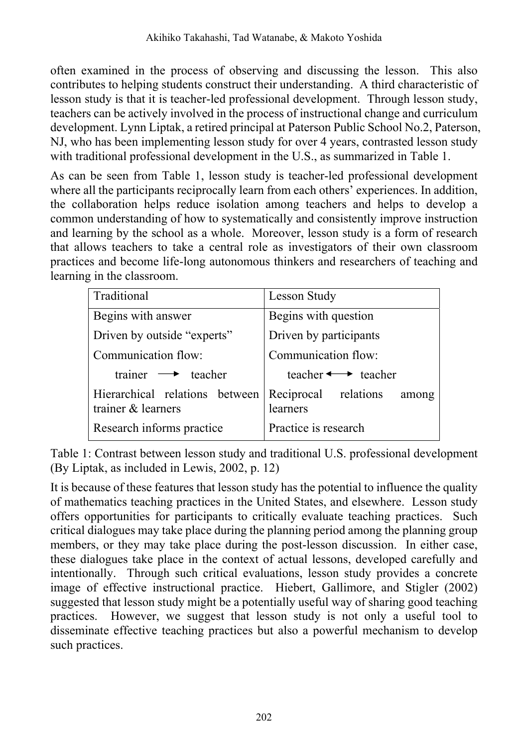often examined in the process of observing and discussing the lesson. This also contributes to helping students construct their understanding. A third characteristic of lesson study is that it is teacher-led professional development. Through lesson study, teachers can be actively involved in the process of instructional change and curriculum development. Lynn Liptak, a retired principal at Paterson Public School No.2, Paterson, NJ, who has been implementing lesson study for over 4 years, contrasted lesson study with traditional professional development in the U.S., as summarized in Table 1.

As can be seen from Table 1, lesson study is teacher-led professional development where all the participants reciprocally learn from each others' experiences. In addition, the collaboration helps reduce isolation among teachers and helps to develop a common understanding of how to systematically and consistently improve instruction and learning by the school as a whole. Moreover, lesson study is a form of research that allows teachers to take a central role as investigators of their own classroom practices and become life-long autonomous thinkers and researchers of teaching and learning in the classroom.

| Traditional | Lesson Study |
|---|---|
| Begins with answer | Begins with question |
| Driven by outside "experts" | Driven by participants |
| Communication flow: trainer → teacher | Communication flow: teacher ↔ teacher |
| Hierarchical relations between trainer & learners | Reciprocal relations among learners |
| Research informs practice | Practice is research |

Table 1: Contrast between lesson study and traditional U.S. professional development (By Liptak, as included in Lewis, 2002, p. 12)

It is because of these features that lesson study has the potential to influence the quality of mathematics teaching practices in the United States, and elsewhere. Lesson study offers opportunities for participants to critically evaluate teaching practices. Such critical dialogues may take place during the planning period among the planning group members, or they may take place during the post-lesson discussion. In either case, these dialogues take place in the context of actual lessons, developed carefully and intentionally. Through such critical evaluations, lesson study provides a concrete image of effective instructional practice. Hiebert, Gallimore, and Stigler (2002) suggested that lesson study might be a potentially useful way of sharing good teaching practices. However, we suggest that lesson study is not only a useful tool to disseminate effective teaching practices but also a powerful mechanism to develop such practices.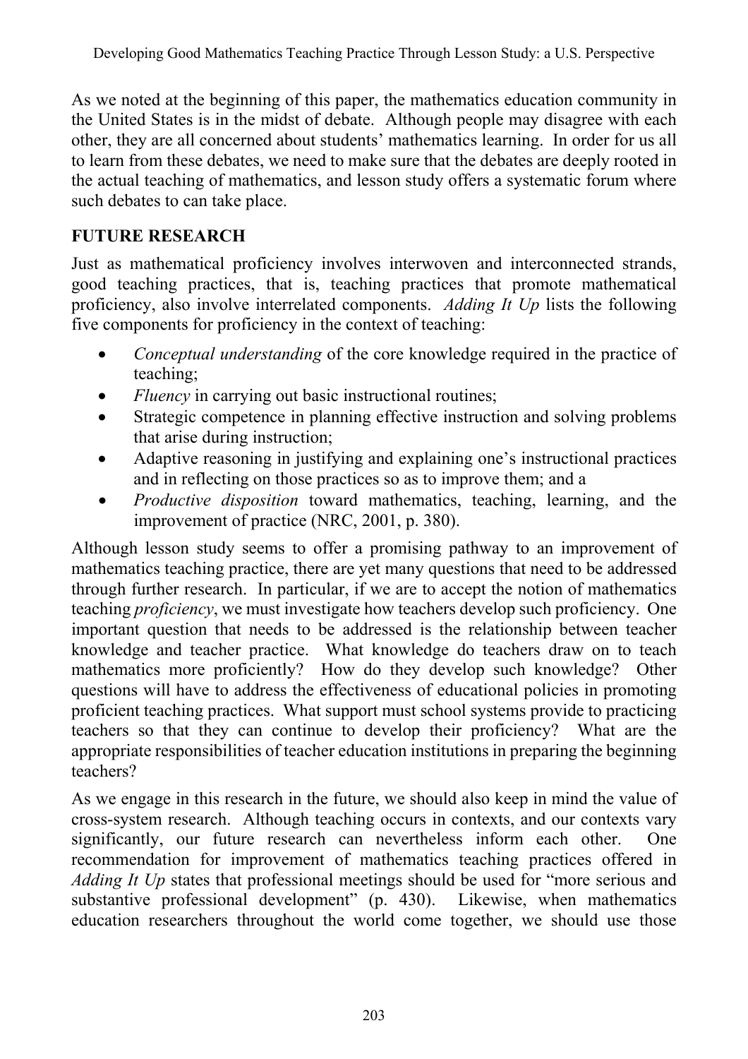As we noted at the beginning of this paper, the mathematics education community in the United States is in the midst of debate. Although people may disagree with each other, they are all concerned about students' mathematics learning. In order for us all to learn from these debates, we need to make sure that the debates are deeply rooted in the actual teaching of mathematics, and lesson study offers a systematic forum where such debates to can take place.

## FUTURE RESEARCH

Just as mathematical proficiency involves interwoven and interconnected strands, good teaching practices, that is, teaching practices that promote mathematical proficiency, also involve interrelated components. *Adding It Up* lists the following five components for proficiency in the context of teaching:

- *Conceptual understanding* of the core knowledge required in the practice of teaching;
- *Fluency* in carrying out basic instructional routines;
- Strategic competence in planning effective instruction and solving problems that arise during instruction;
- Adaptive reasoning in justifying and explaining one's instructional practices and in reflecting on those practices so as to improve them; and a
- *Productive disposition* toward mathematics, teaching, learning, and the improvement of practice (NRC, 2001, p. 380).

Although lesson study seems to offer a promising pathway to an improvement of mathematics teaching practice, there are yet many questions that need to be addressed through further research. In particular, if we are to accept the notion of mathematics teaching *proficiency*, we must investigate how teachers develop such proficiency. One important question that needs to be addressed is the relationship between teacher knowledge and teacher practice. What knowledge do teachers draw on to teach mathematics more proficiently? How do they develop such knowledge? Other questions will have to address the effectiveness of educational policies in promoting proficient teaching practices. What support must school systems provide to practicing teachers so that they can continue to develop their proficiency? What are the appropriate responsibilities of teacher education institutions in preparing the beginning teachers?

As we engage in this research in the future, we should also keep in mind the value of cross-system research. Although teaching occurs in contexts, and our contexts vary significantly, our future research can nevertheless inform each other. One recommendation for improvement of mathematics teaching practices offered in *Adding It Up* states that professional meetings should be used for "more serious and substantive professional development" (p. 430). Likewise, when mathematics education researchers throughout the world come together, we should use those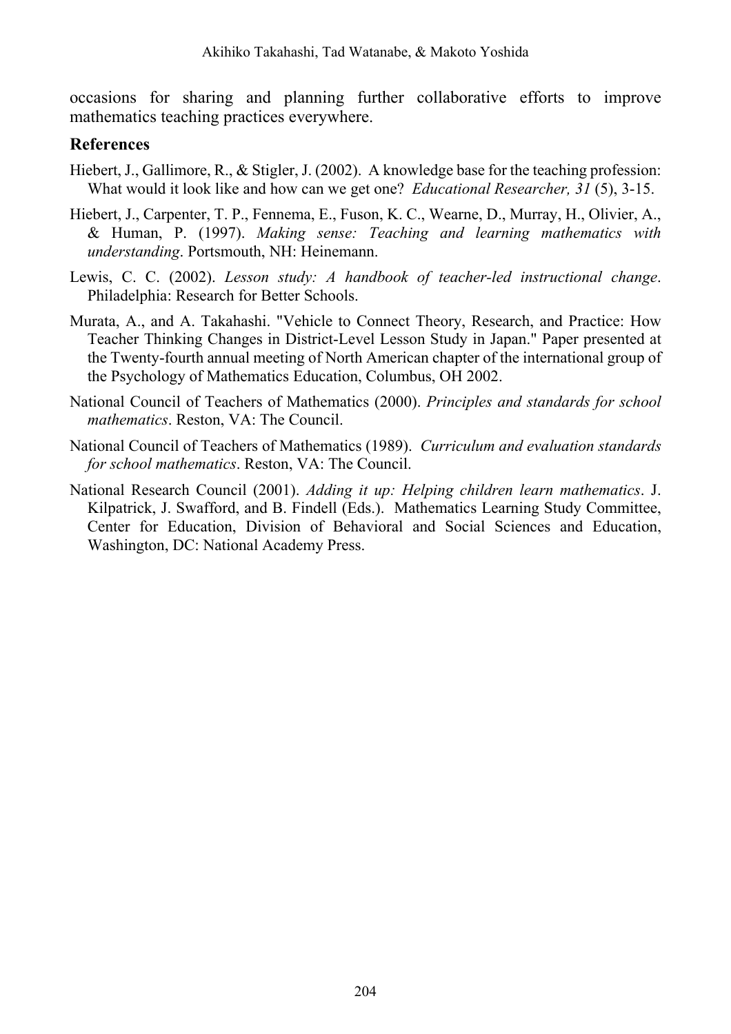occasions for sharing and planning further collaborative efforts to improve mathematics teaching practices everywhere.

## References

Hiebert, J., Gallimore, R., & Stigler, J. (2002). A knowledge base for the teaching profession: What would it look like and how can we get one? *Educational Researcher, 31* (5), 3-15.

Hiebert, J., Carpenter, T. P., Fennema, E., Fuson, K. C., Wearne, D., Murray, H., Olivier, A., & Human, P. (1997). *Making sense: Teaching and learning mathematics with understanding*. Portsmouth, NH: Heinemann.

Lewis, C. C. (2002). *Lesson study: A handbook of teacher-led instructional change*. Philadelphia: Research for Better Schools.

Murata, A., and A. Takahashi. "Vehicle to Connect Theory, Research, and Practice: How Teacher Thinking Changes in District-Level Lesson Study in Japan." Paper presented at the Twenty-fourth annual meeting of North American chapter of the international group of the Psychology of Mathematics Education, Columbus, OH 2002.

National Council of Teachers of Mathematics (2000). *Principles and standards for school mathematics*. Reston, VA: The Council.

National Council of Teachers of Mathematics (1989). *Curriculum and evaluation standards for school mathematics*. Reston, VA: The Council.

National Research Council (2001). *Adding it up: Helping children learn mathematics*. J. Kilpatrick, J. Swafford, and B. Findell (Eds.). Mathematics Learning Study Committee, Center for Education, Division of Behavioral and Social Sciences and Education, Washington, DC: National Academy Press.